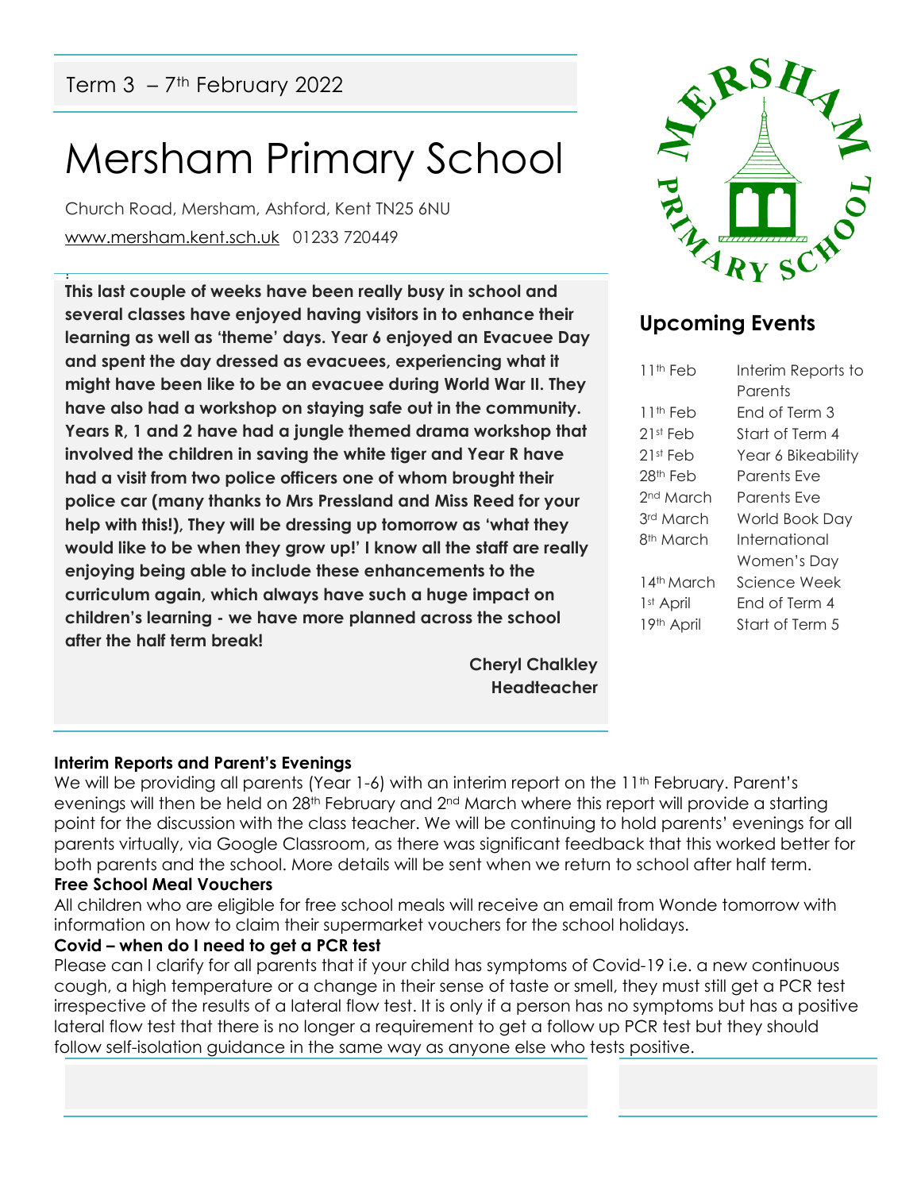Term 3 – 7th February 2022

# Mersham Primary School

Church Road, Mersham, Ashford, Kent TN25 6NU

www.mersham.kent.sch.uk 01233 720449

**This last couple of weeks have been really busy in school and several classes have enjoyed having visitors in to enhance their learning as well as 'theme' days. Year 6 enjoyed an Evacuee Day and spent the day dressed as evacuees, experiencing what it might have been like to be an evacuee during World War II. They have also had a workshop on staying safe out in the community. Years R, 1 and 2 have had a jungle themed drama workshop that involved the children in saving the white tiger and Year R have had a visit from two police officers one of whom brought their police car (many thanks to Mrs Pressland and Miss Reed for your help with this!), They will be dressing up tomorrow as 'what they would like to be when they grow up!' I know all the staff are really enjoying being able to include these enhancements to the curriculum again, which always have such a huge impact on children's learning - we have more planned across the school after the half term break!**

**Cheryl Chalkley**
**Headteacher**

## Upcoming Events

| | |
|---|---|
| 11th Feb | Interim Reports to Parents |
| 11th Feb | End of Term 3 |
| 21st Feb | Start of Term 4 |
| 21st Feb | Year 6 Bikeability |
| 28th Feb | Parents Eve |
| 2nd March | Parents Eve |
| 3rd March | World Book Day |
| 8th March | International Women's Day |
| 14th March | Science Week |
| 1st April | End of Term 4 |
| 19th April | Start of Term 5 |

**Interim Reports and Parent's Evenings**

We will be providing all parents (Year 1-6) with an interim report on the 11th February. Parent's evenings will then be held on 28th February and 2nd March where this report will provide a starting point for the discussion with the class teacher. We will be continuing to hold parents' evenings for all parents virtually, via Google Classroom, as there was significant feedback that this worked better for both parents and the school. More details will be sent when we return to school after half term.

**Free School Meal Vouchers**

All children who are eligible for free school meals will receive an email from Wonde tomorrow with information on how to claim their supermarket vouchers for the school holidays.

**Covid – when do I need to get a PCR test**

Please can I clarify for all parents that if your child has symptoms of Covid-19 i.e. a new continuous cough, a high temperature or a change in their sense of taste or smell, they must still get a PCR test irrespective of the results of a lateral flow test. It is only if a person has no symptoms but has a positive lateral flow test that there is no longer a requirement to get a follow up PCR test but they should follow self-isolation guidance in the same way as anyone else who tests positive.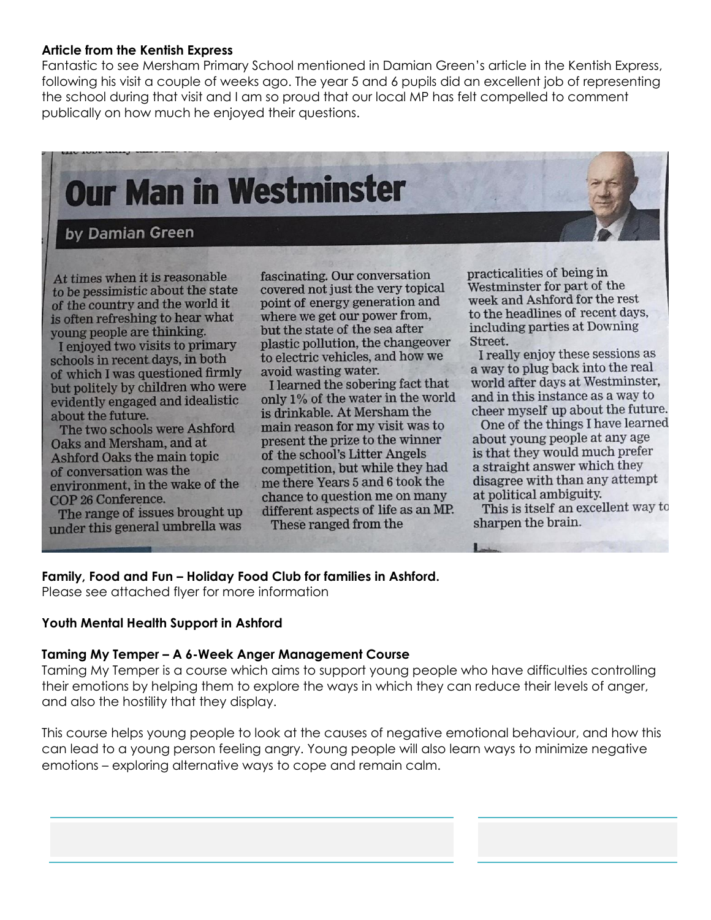**Article from the Kentish Express**

Fantastic to see Mersham Primary School mentioned in Damian Green's article in the Kentish Express, following his visit a couple of weeks ago. The year 5 and 6 pupils did an excellent job of representing the school during that visit and I am so proud that our local MP has felt compelled to comment publically on how much he enjoyed their questions.

# Our Man in Westminster

## by Damian Green

At times when it is reasonable to be pessimistic about the state of the country and the world it is often refreshing to hear what young people are thinking.

I enjoyed two visits to primary schools in recent days, in both of which I was questioned firmly but politely by children who were evidently engaged and idealistic about the future.

The two schools were Ashford Oaks and Mersham, and at Ashford Oaks the main topic of conversation was the environment, in the wake of the COP 26 Conference.

The range of issues brought up under this general umbrella was fascinating. Our conversation covered not just the very topical point of energy generation and where we get our power from, but the state of the sea after plastic pollution, the changeover to electric vehicles, and how we avoid wasting water.

I learned the sobering fact that only 1% of the water in the world is drinkable. At Mersham the main reason for my visit was to present the prize to the winner of the school's Litter Angels competition, but while they had me there Years 5 and 6 took the chance to question me on many different aspects of life as an MP.

These ranged from the practicalities of being in Westminster for part of the week and Ashford for the rest to the headlines of recent days, including parties at Downing Street.

I really enjoy these sessions as a way to plug back into the real world after days at Westminster, and in this instance as a way to cheer myself up about the future.

One of the things I have learned about young people at any age is that they would much prefer a straight answer which they disagree with than any attempt at political ambiguity.

This is itself an excellent way to sharpen the brain.

**Family, Food and Fun – Holiday Food Club for families in Ashford.**

Please see attached flyer for more information

**Youth Mental Health Support in Ashford**

**Taming My Temper – A 6-Week Anger Management Course**

Taming My Temper is a course which aims to support young people who have difficulties controlling their emotions by helping them to explore the ways in which they can reduce their levels of anger, and also the hostility that they display.

This course helps young people to look at the causes of negative emotional behaviour, and how this can lead to a young person feeling angry. Young people will also learn ways to minimize negative emotions – exploring alternative ways to cope and remain calm.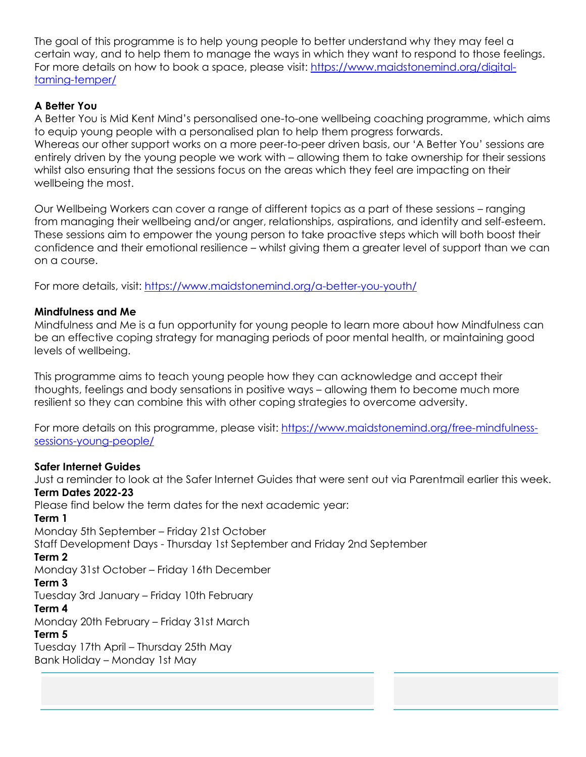The goal of this programme is to help young people to better understand why they may feel a certain way, and to help them to manage the ways in which they want to respond to those feelings. For more details on how to book a space, please visit: https://www.maidstonemind.org/digital-taming-temper/

**A Better You**

A Better You is Mid Kent Mind's personalised one-to-one wellbeing coaching programme, which aims to equip young people with a personalised plan to help them progress forwards.
Whereas our other support works on a more peer-to-peer driven basis, our 'A Better You' sessions are entirely driven by the young people we work with – allowing them to take ownership for their sessions whilst also ensuring that the sessions focus on the areas which they feel are impacting on their wellbeing the most.

Our Wellbeing Workers can cover a range of different topics as a part of these sessions – ranging from managing their wellbeing and/or anger, relationships, aspirations, and identity and self-esteem. These sessions aim to empower the young person to take proactive steps which will both boost their confidence and their emotional resilience – whilst giving them a greater level of support than we can on a course.

For more details, visit: https://www.maidstonemind.org/a-better-you-youth/

**Mindfulness and Me**

Mindfulness and Me is a fun opportunity for young people to learn more about how Mindfulness can be an effective coping strategy for managing periods of poor mental health, or maintaining good levels of wellbeing.

This programme aims to teach young people how they can acknowledge and accept their thoughts, feelings and body sensations in positive ways – allowing them to become much more resilient so they can combine this with other coping strategies to overcome adversity.

For more details on this programme, please visit: https://www.maidstonemind.org/free-mindfulness-sessions-young-people/

**Safer Internet Guides**

Just a reminder to look at the Safer Internet Guides that were sent out via Parentmail earlier this week.

**Term Dates 2022-23**

Please find below the term dates for the next academic year:

**Term 1**

Monday 5th September – Friday 21st October
Staff Development Days - Thursday 1st September and Friday 2nd September

**Term 2**

Monday 31st October – Friday 16th December

**Term 3**

Tuesday 3rd January – Friday 10th February

**Term 4**

Monday 20th February – Friday 31st March

**Term 5**

Tuesday 17th April – Thursday 25th May
Bank Holiday – Monday 1st May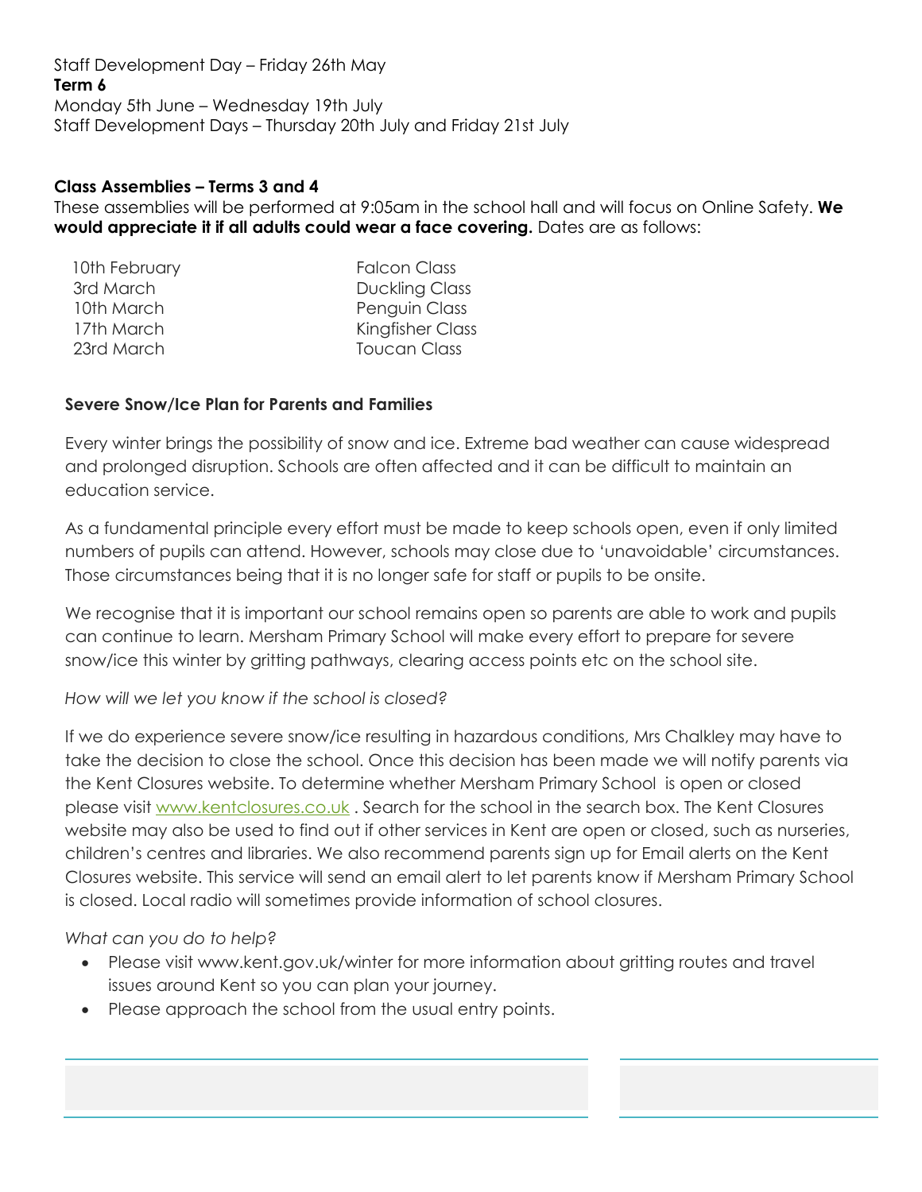Staff Development Day – Friday 26th May

**Term 6**

Monday 5th June – Wednesday 19th July

Staff Development Days – Thursday 20th July and Friday 21st July

**Class Assemblies – Terms 3 and 4**

These assemblies will be performed at 9:05am in the school hall and will focus on Online Safety. **We would appreciate it if all adults could wear a face covering.** Dates are as follows:

| | |
|---|---|
| 10th February | Falcon Class |
| 3rd March | Duckling Class |
| 10th March | Penguin Class |
| 17th March | Kingfisher Class |
| 23rd March | Toucan Class |

**Severe Snow/Ice Plan for Parents and Families**

Every winter brings the possibility of snow and ice. Extreme bad weather can cause widespread and prolonged disruption. Schools are often affected and it can be difficult to maintain an education service.

As a fundamental principle every effort must be made to keep schools open, even if only limited numbers of pupils can attend. However, schools may close due to 'unavoidable' circumstances. Those circumstances being that it is no longer safe for staff or pupils to be onsite.

We recognise that it is important our school remains open so parents are able to work and pupils can continue to learn. Mersham Primary School will make every effort to prepare for severe snow/ice this winter by gritting pathways, clearing access points etc on the school site.

*How will we let you know if the school is closed?*

If we do experience severe snow/ice resulting in hazardous conditions, Mrs Chalkley may have to take the decision to close the school. Once this decision has been made we will notify parents via the Kent Closures website. To determine whether Mersham Primary School is open or closed please visit www.kentclosures.co.uk . Search for the school in the search box. The Kent Closures website may also be used to find out if other services in Kent are open or closed, such as nurseries, children's centres and libraries. We also recommend parents sign up for Email alerts on the Kent Closures website. This service will send an email alert to let parents know if Mersham Primary School is closed. Local radio will sometimes provide information of school closures.

*What can you do to help?*

- Please visit www.kent.gov.uk/winter for more information about gritting routes and travel issues around Kent so you can plan your journey.
- Please approach the school from the usual entry points.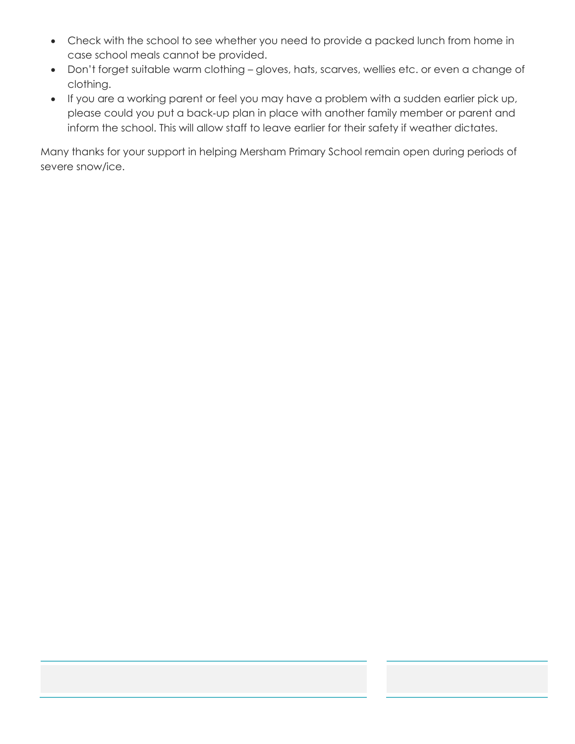- Check with the school to see whether you need to provide a packed lunch from home in case school meals cannot be provided.
- Don't forget suitable warm clothing – gloves, hats, scarves, wellies etc. or even a change of clothing.
- If you are a working parent or feel you may have a problem with a sudden earlier pick up, please could you put a back-up plan in place with another family member or parent and inform the school. This will allow staff to leave earlier for their safety if weather dictates.

Many thanks for your support in helping Mersham Primary School remain open during periods of severe snow/ice.